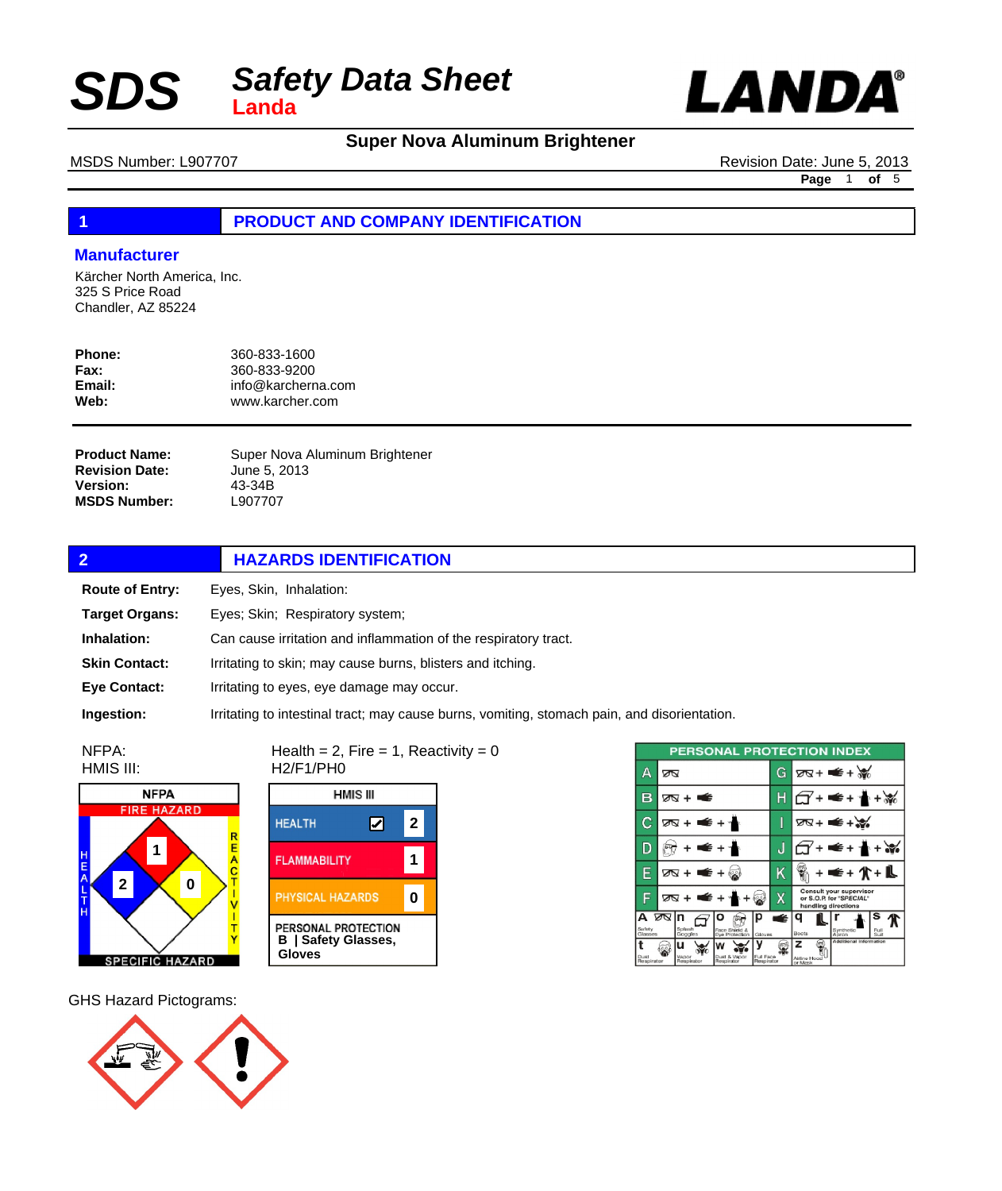# SDS Safety Data Sheet

**Landa**

**LANDA®**

## Super Nova Aluminum Brightener

MSDS Number: L907707

Revision Date: June 5, 2013

## 1 PRODUCT AND COMPANY IDENTIFICATION

### Manufacturer

Kärcher North America, Inc.
325 S Price Road
Chandler, AZ 85224

| | |
|---|---|
| **Phone:** | 360-833-1600 |
| **Fax:** | 360-833-9200 |
| **Email:** | info@karcherna.com |
| **Web:** | www.karcher.com |

| | |
|---|---|
| **Product Name:** | Super Nova Aluminum Brightener |
| **Revision Date:** | June 5, 2013 |
| **Version:** | 43-34B |
| **MSDS Number:** | L907707 |

## 2 HAZARDS IDENTIFICATION

| | |
|---|---|
| **Route of Entry:** | Eyes, Skin, Inhalation: |
| **Target Organs:** | Eyes; Skin; Respiratory system; |
| **Inhalation:** | Can cause irritation and inflammation of the respiratory tract. |
| **Skin Contact:** | Irritating to skin; may cause burns, blisters and itching. |
| **Eye Contact:** | Irritating to eyes, eye damage may occur. |
| **Ingestion:** | Irritating to intestinal tract; may cause burns, vomiting, stomach pain, and disorientation. |

NFPA: Health = 2, Fire = 1, Reactivity = 0

HMIS III: H2/F1/PH0

**NFPA**
FIRE HAZARD: 1
HEALTH: 2
REACTIVITY: 0
SPECIFIC HAZARD:

**HMIS III**

| | |
|---|---|
| HEALTH | 2 |
| FLAMMABILITY | 1 |
| PHYSICAL HAZARDS | 0 |
| PERSONAL PROTECTION | B \| Safety Glasses, Gloves |

**PERSONAL PROTECTION INDEX**

| | | | |
|---|---|---|---|
| A | Safety Glasses | G | Safety Glasses + Gloves + Vapor Respirator |
| B | Safety Glasses + Gloves | H | Splash Goggles + Gloves + Synthetic Apron + Vapor Respirator |
| C | Safety Glasses + Gloves + Synthetic Apron | I | Safety Glasses + Gloves + Dust & Vapor Respirator |
| D | Face Shield & Eye Protection + Gloves + Synthetic Apron | J | Splash Goggles + Gloves + Synthetic Apron + Dust & Vapor Respirator |
| E | Safety Glasses + Gloves + Dust Respirator | K | Airline Hood or Mask + Gloves + Full Suit + Boots |
| F | Safety Glasses + Gloves + Synthetic Apron + Dust Respirator | X | Consult your supervisor or S.O.P. for "SPECIAL" handling directions |

Additional Information: a Safety Glasses; n Splash Goggles; o Face Shield & Eye Protection; p Gloves; q Boots; r Synthetic Apron; s Full Suit; t Dust Respirator; u Vapor Respirator; w Dust & Vapor Respirator; y Full Face Respirator; z Airline Hood or Mask

GHS Hazard Pictograms: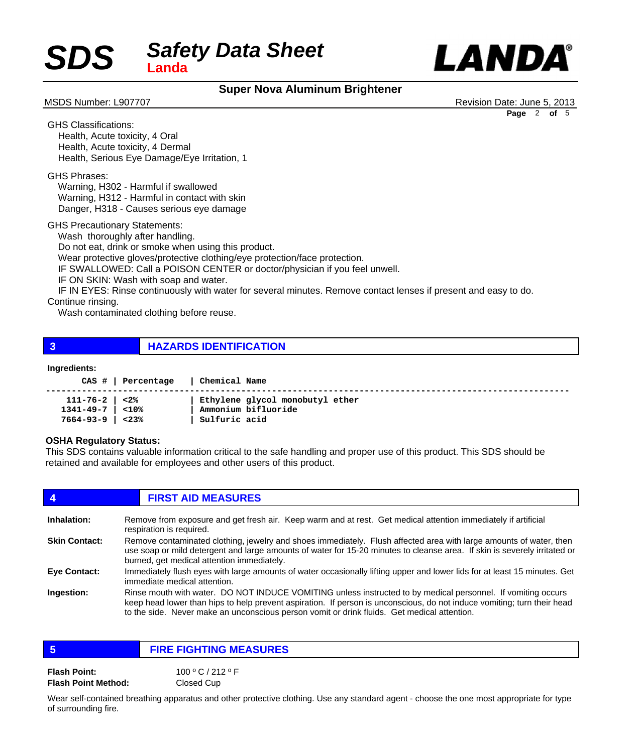GHS Classifications:
- Health, Acute toxicity, 4 Oral
- Health, Acute toxicity, 4 Dermal
- Health, Serious Eye Damage/Eye Irritation, 1

GHS Phrases:
- Warning, H302 - Harmful if swallowed
- Warning, H312 - Harmful in contact with skin
- Danger, H318 - Causes serious eye damage

GHS Precautionary Statements:
- Wash thoroughly after handling.
- Do not eat, drink or smoke when using this product.
- Wear protective gloves/protective clothing/eye protection/face protection.
- IF SWALLOWED: Call a POISON CENTER or doctor/physician if you feel unwell.
- IF ON SKIN: Wash with soap and water.
- IF IN EYES: Rinse continuously with water for several minutes. Remove contact lenses if present and easy to do. Continue rinsing.
- Wash contaminated clothing before reuse.

## 3 HAZARDS IDENTIFICATION

**Ingredients:**

| CAS # | Percentage | Chemical Name |
|---|---|---|
| 111-76-2 | <2% | Ethylene glycol monobutyl ether |
| 1341-49-7 | <10% | Ammonium bifluoride |
| 7664-93-9 | <23% | Sulfuric acid |

**OSHA Regulatory Status:**

This SDS contains valuable information critical to the safe handling and proper use of this product. This SDS should be retained and available for employees and other users of this product.

## 4 FIRST AID MEASURES

**Inhalation:** Remove from exposure and get fresh air. Keep warm and at rest. Get medical attention immediately if artificial respiration is required.

**Skin Contact:** Remove contaminated clothing, jewelry and shoes immediately. Flush affected area with large amounts of water, then use soap or mild detergent and large amounts of water for 15-20 minutes to cleanse area. If skin is severely irritated or burned, get medical attention immediately.

**Eye Contact:** Immediately flush eyes with large amounts of water occasionally lifting upper and lower lids for at least 15 minutes. Get immediate medical attention.

**Ingestion:** Rinse mouth with water. DO NOT INDUCE VOMITING unless instructed to by medical personnel. If vomiting occurs keep head lower than hips to help prevent aspiration. If person is unconscious, do not induce vomiting; turn their head to the side. Never make an unconscious person vomit or drink fluids. Get medical attention.

## 5 FIRE FIGHTING MEASURES

**Flash Point:** 100 º C / 212 º F

**Flash Point Method:** Closed Cup

Wear self-contained breathing apparatus and other protective clothing. Use any standard agent - choose the one most appropriate for type of surrounding fire.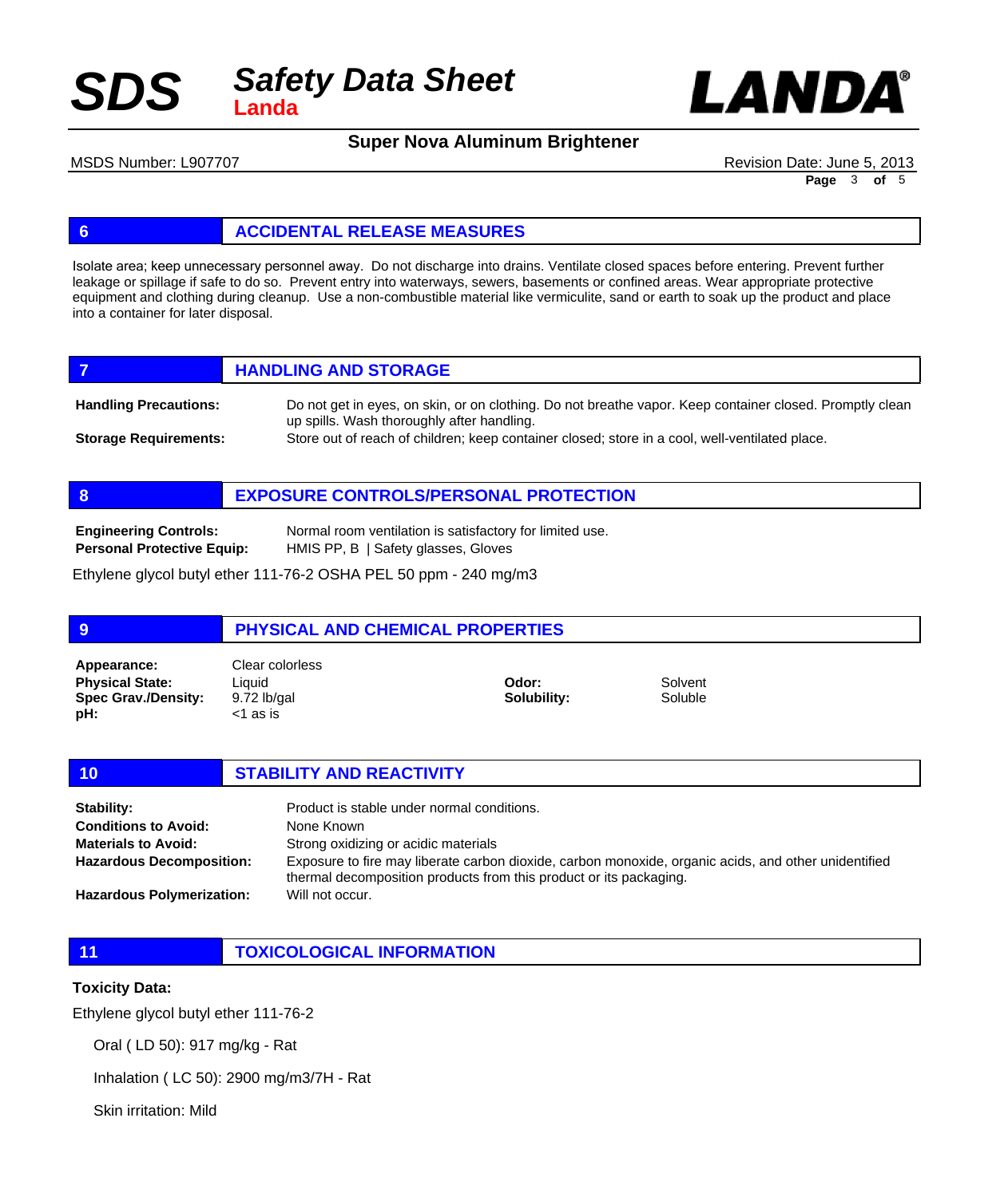## 6 ACCIDENTAL RELEASE MEASURES

Isolate area; keep unnecessary personnel away. Do not discharge into drains. Ventilate closed spaces before entering. Prevent further leakage or spillage if safe to do so. Prevent entry into waterways, sewers, basements or confined areas. Wear appropriate protective equipment and clothing during cleanup. Use a non-combustible material like vermiculite, sand or earth to soak up the product and place into a container for later disposal.

## 7 HANDLING AND STORAGE

**Handling Precautions:** Do not get in eyes, on skin, or on clothing. Do not breathe vapor. Keep container closed. Promptly clean up spills. Wash thoroughly after handling.

**Storage Requirements:** Store out of reach of children; keep container closed; store in a cool, well-ventilated place.

## 8 EXPOSURE CONTROLS/PERSONAL PROTECTION

**Engineering Controls:** Normal room ventilation is satisfactory for limited use.

**Personal Protective Equip:** HMIS PP, B | Safety glasses, Gloves

Ethylene glycol butyl ether 111-76-2 OSHA PEL 50 ppm - 240 mg/m3

## 9 PHYSICAL AND CHEMICAL PROPERTIES

| | | | |
|---|---|---|---|
| **Appearance:** | Clear colorless | | |
| **Physical State:** | Liquid | **Odor:** | Solvent |
| **Spec Grav./Density:** | 9.72 lb/gal | **Solubility:** | Soluble |
| **pH:** | <1 as is | | |

## 10 STABILITY AND REACTIVITY

**Stability:** Product is stable under normal conditions.

**Conditions to Avoid:** None Known

**Materials to Avoid:** Strong oxidizing or acidic materials

**Hazardous Decomposition:** Exposure to fire may liberate carbon dioxide, carbon monoxide, organic acids, and other unidentified thermal decomposition products from this product or its packaging.

**Hazardous Polymerization:** Will not occur.

## 11 TOXICOLOGICAL INFORMATION

**Toxicity Data:**

Ethylene glycol butyl ether 111-76-2

Oral ( LD 50): 917 mg/kg - Rat

Inhalation ( LC 50): 2900 mg/m3/7H - Rat

Skin irritation: Mild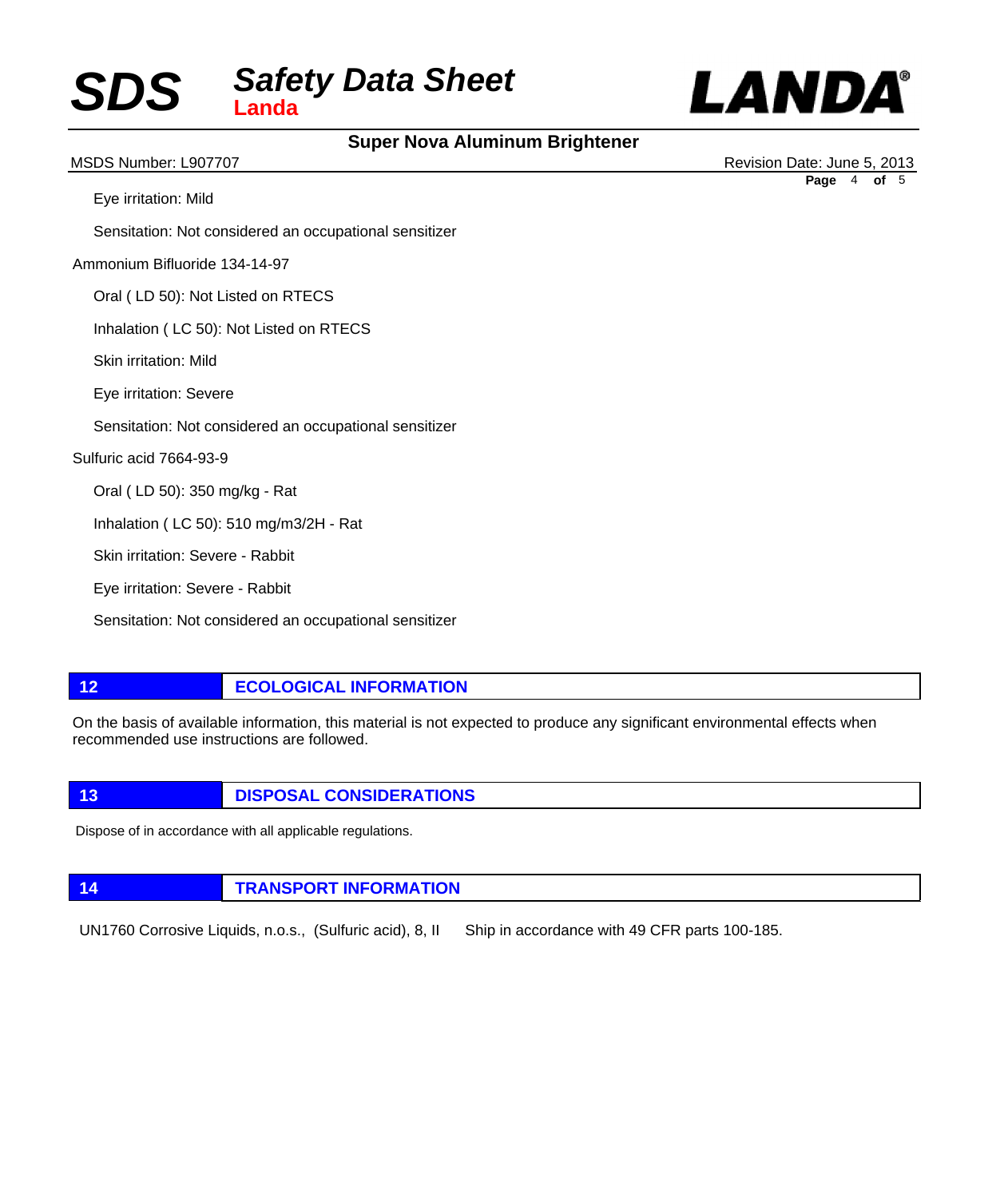Eye irritation: Mild

Sensitation: Not considered an occupational sensitizer

Ammonium Bifluoride 134-14-97

Oral ( LD 50): Not Listed on RTECS

Inhalation ( LC 50): Not Listed on RTECS

Skin irritation: Mild

Eye irritation: Severe

Sensitation: Not considered an occupational sensitizer

Sulfuric acid 7664-93-9

Oral ( LD 50): 350 mg/kg - Rat

Inhalation ( LC 50): 510 mg/m3/2H - Rat

Skin irritation: Severe - Rabbit

Eye irritation: Severe - Rabbit

Sensitation: Not considered an occupational sensitizer

## 12 ECOLOGICAL INFORMATION

On the basis of available information, this material is not expected to produce any significant environmental effects when recommended use instructions are followed.

## 13 DISPOSAL CONSIDERATIONS

Dispose of in accordance with all applicable regulations.

## 14 TRANSPORT INFORMATION

UN1760 Corrosive Liquids, n.o.s., (Sulfuric acid), 8, II    Ship in accordance with 49 CFR parts 100-185.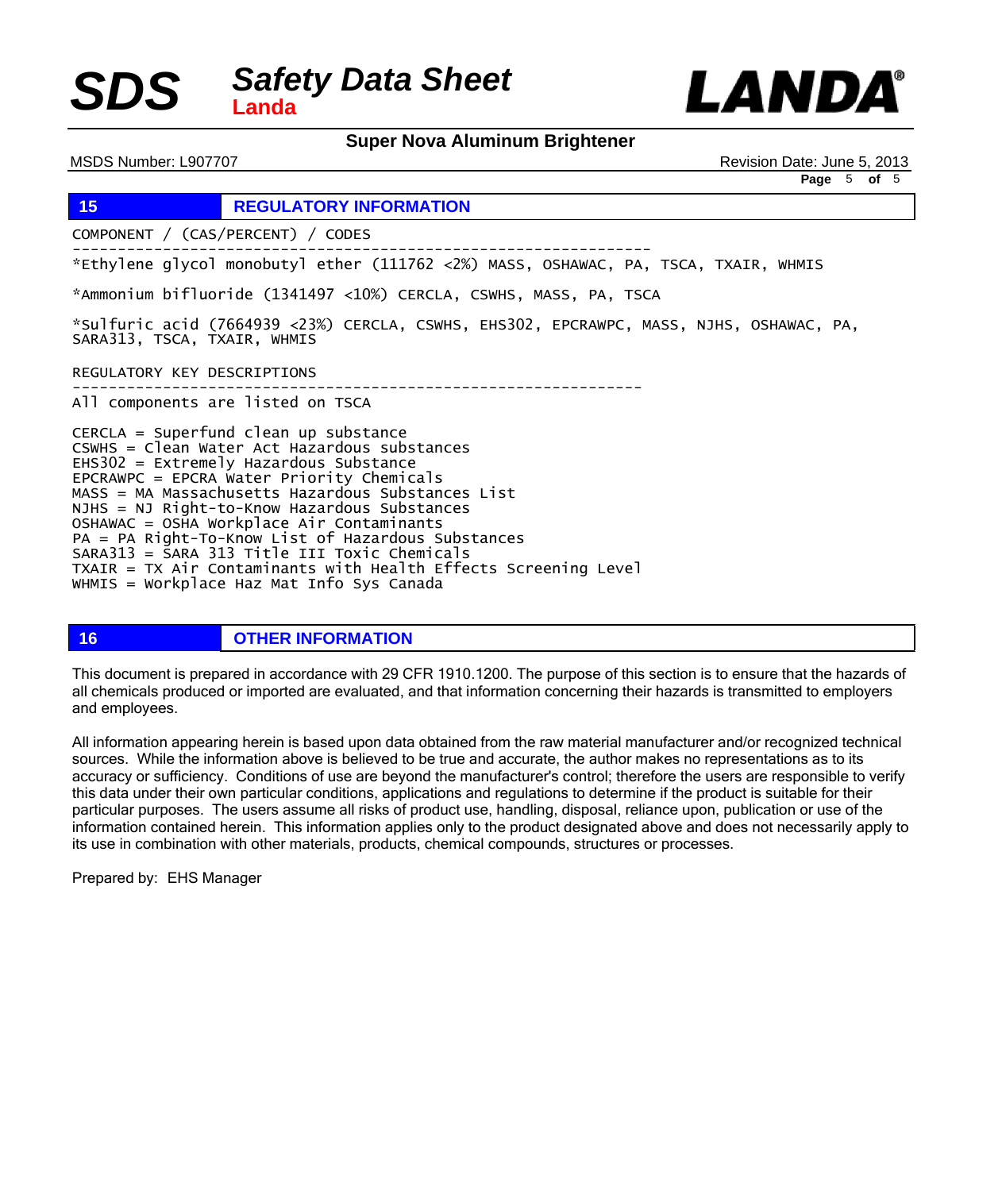## 15 REGULATORY INFORMATION

COMPONENT / (CAS/PERCENT) / CODES

----------------------------------------------------------------

*Ethylene glycol monobutyl ether (111762 <2%) MASS, OSHAWAC, PA, TSCA, TXAIR, WHMIS

*Ammonium bifluoride (1341497 <10%) CERCLA, CSWHS, MASS, PA, TSCA

*Sulfuric acid (7664939 <23%) CERCLA, CSWHS, EHS302, EPCRAWPC, MASS, NJHS, OSHAWAC, PA, SARA313, TSCA, TXAIR, WHMIS

REGULATORY KEY DESCRIPTIONS

----------------------------------------------------------------

All components are listed on TSCA

CERCLA = Superfund clean up substance
CSWHS = Clean Water Act Hazardous substances
EHS302 = Extremely Hazardous Substance
EPCRAWPC = EPCRA Water Priority Chemicals
MASS = MA Massachusetts Hazardous Substances List
NJHS = NJ Right-to-Know Hazardous Substances
OSHAWAC = OSHA Workplace Air Contaminants
PA = PA Right-To-Know List of Hazardous Substances
SARA313 = SARA 313 Title III Toxic Chemicals
TXAIR = TX Air Contaminants with Health Effects Screening Level
WHMIS = Workplace Haz Mat Info Sys Canada

## 16 OTHER INFORMATION

This document is prepared in accordance with 29 CFR 1910.1200. The purpose of this section is to ensure that the hazards of all chemicals produced or imported are evaluated, and that information concerning their hazards is transmitted to employers and employees.

All information appearing herein is based upon data obtained from the raw material manufacturer and/or recognized technical sources. While the information above is believed to be true and accurate, the author makes no representations as to its accuracy or sufficiency. Conditions of use are beyond the manufacturer's control; therefore the users are responsible to verify this data under their own particular conditions, applications and regulations to determine if the product is suitable for their particular purposes. The users assume all risks of product use, handling, disposal, reliance upon, publication or use of the information contained herein. This information applies only to the product designated above and does not necessarily apply to its use in combination with other materials, products, chemical compounds, structures or processes.

Prepared by: EHS Manager